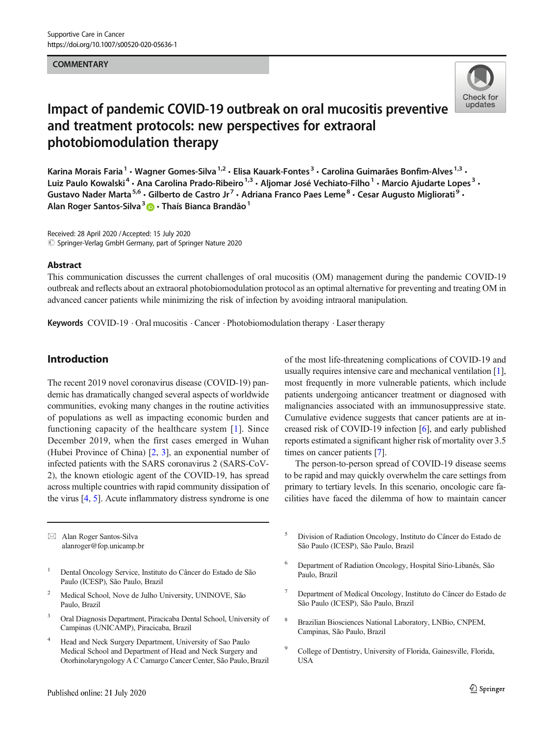COMMENTARY

# Impact of pandemic COVID-19 outbreak on oral mucositis preventive and treatment protocols: new perspectives for extraoral photobiomodulation therapy

Karina Morais Faria[1] · Wagner Gomes-Silva[1,2] · Elisa Kauark-Fontes[3] · Carolina Guimarães Bonfim-Alves[1,3] · Luiz Paulo Kowalski[4] · Ana Carolina Prado-Ribeiro[1,3] · Aljomar José Vechiato-Filho[1] · Marcio Ajudarte Lopes[3] · Gustavo Nader Marta[5,6] · Gilberto de Castro Jr[7] · Adriana Franco Paes Leme[8] · Cesar Augusto Migliorati[9] · Alan Roger Santos-Silva[3] · Thaís Bianca Brandão[1]

Received: 28 April 2020 / Accepted: 15 July 2020
© Springer-Verlag GmbH Germany, part of Springer Nature 2020

## Abstract

This communication discusses the current challenges of oral mucositis (OM) management during the pandemic COVID-19 outbreak and reflects about an extraoral photobiomodulation protocol as an optimal alternative for preventing and treating OM in advanced cancer patients while minimizing the risk of infection by avoiding intraoral manipulation.

**Keywords** COVID-19 · Oral mucositis · Cancer · Photobiomodulation therapy · Laser therapy

## Introduction

The recent 2019 novel coronavirus disease (COVID-19) pandemic has dramatically changed several aspects of worldwide communities, evoking many changes in the routine activities of populations as well as impacting economic burden and functioning capacity of the healthcare system [1]. Since December 2019, when the first cases emerged in Wuhan (Hubei Province of China) [2, 3], an exponential number of infected patients with the SARS coronavirus 2 (SARS-CoV-2), the known etiologic agent of the COVID-19, has spread across multiple countries with rapid community dissipation of the virus [4, 5]. Acute inflammatory distress syndrome is one of the most life-threatening complications of COVID-19 and usually requires intensive care and mechanical ventilation [1], most frequently in more vulnerable patients, which include patients undergoing anticancer treatment or diagnosed with malignancies associated with an immunosuppressive state. Cumulative evidence suggests that cancer patients are at increased risk of COVID-19 infection [6], and early published reports estimated a significant higher risk of mortality over 3.5 times on cancer patients [7].

The person-to-person spread of COVID-19 disease seems to be rapid and may quickly overwhelm the care settings from primary to tertiary levels. In this scenario, oncologic care facilities have faced the dilemma of how to maintain cancer

✉ Alan Roger Santos-Silva
alanroger@fop.unicamp.br

1 Dental Oncology Service, Instituto do Câncer do Estado de São Paulo (ICESP), São Paulo, Brazil

2 Medical School, Nove de Julho University, UNINOVE, São Paulo, Brazil

3 Oral Diagnosis Department, Piracicaba Dental School, University of Campinas (UNICAMP), Piracicaba, Brazil

4 Head and Neck Surgery Department, University of Sao Paulo Medical School and Department of Head and Neck Surgery and Otorhinolaryngology A C Camargo Cancer Center, São Paulo, Brazil

5 Division of Radiation Oncology, Instituto do Câncer do Estado de São Paulo (ICESP), São Paulo, Brazil

6 Department of Radiation Oncology, Hospital Sírio-Libanês, São Paulo, Brazil

7 Department of Medical Oncology, Instituto do Câncer do Estado de São Paulo (ICESP), São Paulo, Brazil

8 Brazilian Biosciences National Laboratory, LNBio, CNPEM, Campinas, São Paulo, Brazil

9 College of Dentistry, University of Florida, Gainesville, Florida, USA

Published online: 21 July 2020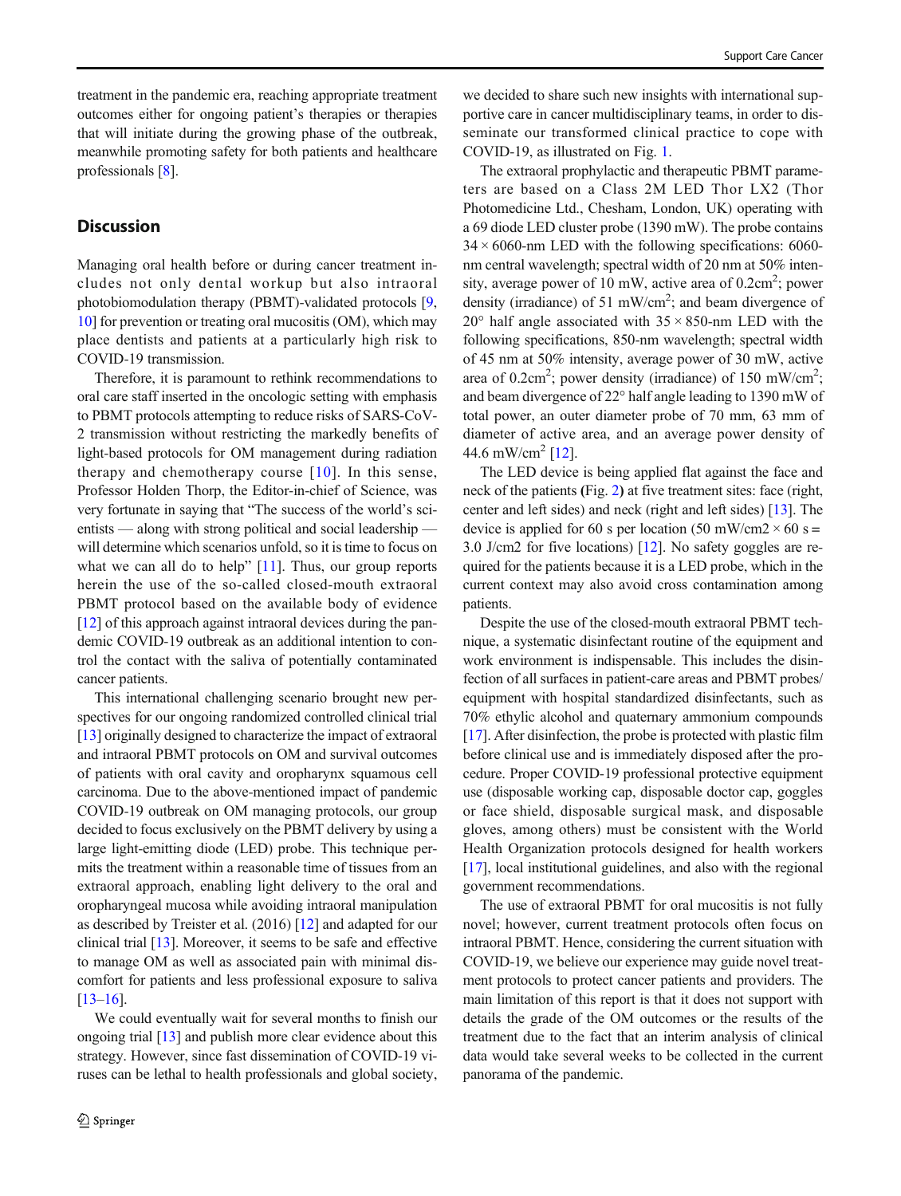treatment in the pandemic era, reaching appropriate treatment outcomes either for ongoing patient's therapies or therapies that will initiate during the growing phase of the outbreak, meanwhile promoting safety for both patients and healthcare professionals [8].

## Discussion

Managing oral health before or during cancer treatment includes not only dental workup but also intraoral photobiomodulation therapy (PBMT)-validated protocols [9, 10] for prevention or treating oral mucositis (OM), which may place dentists and patients at a particularly high risk to COVID-19 transmission.

Therefore, it is paramount to rethink recommendations to oral care staff inserted in the oncologic setting with emphasis to PBMT protocols attempting to reduce risks of SARS-CoV-2 transmission without restricting the markedly benefits of light-based protocols for OM management during radiation therapy and chemotherapy course [10]. In this sense, Professor Holden Thorp, the Editor-in-chief of Science, was very fortunate in saying that "The success of the world's scientists — along with strong political and social leadership — will determine which scenarios unfold, so it is time to focus on what we can all do to help" [11]. Thus, our group reports herein the use of the so-called closed-mouth extraoral PBMT protocol based on the available body of evidence [12] of this approach against intraoral devices during the pandemic COVID-19 outbreak as an additional intention to control the contact with the saliva of potentially contaminated cancer patients.

This international challenging scenario brought new perspectives for our ongoing randomized controlled clinical trial [13] originally designed to characterize the impact of extraoral and intraoral PBMT protocols on OM and survival outcomes of patients with oral cavity and oropharynx squamous cell carcinoma. Due to the above-mentioned impact of pandemic COVID-19 outbreak on OM managing protocols, our group decided to focus exclusively on the PBMT delivery by using a large light-emitting diode (LED) probe. This technique permits the treatment within a reasonable time of tissues from an extraoral approach, enabling light delivery to the oral and oropharyngeal mucosa while avoiding intraoral manipulation as described by Treister et al. (2016) [12] and adapted for our clinical trial [13]. Moreover, it seems to be safe and effective to manage OM as well as associated pain with minimal discomfort for patients and less professional exposure to saliva [13–16].

We could eventually wait for several months to finish our ongoing trial [13] and publish more clear evidence about this strategy. However, since fast dissemination of COVID-19 viruses can be lethal to health professionals and global society, we decided to share such new insights with international supportive care in cancer multidisciplinary teams, in order to disseminate our transformed clinical practice to cope with COVID-19, as illustrated on Fig. 1.

The extraoral prophylactic and therapeutic PBMT parameters are based on a Class 2M LED Thor LX2 (Thor Photomedicine Ltd., Chesham, London, UK) operating with a 69 diode LED cluster probe (1390 mW). The probe contains 34 × 6060-nm LED with the following specifications: 6060-nm central wavelength; spectral width of 20 nm at 50% intensity, average power of 10 mW, active area of 0.2cm$^2$; power density (irradiance) of 51 mW/cm$^2$; and beam divergence of 20° half angle associated with 35 × 850-nm LED with the following specifications, 850-nm wavelength; spectral width of 45 nm at 50% intensity, average power of 30 mW, active area of 0.2cm$^2$; power density (irradiance) of 150 mW/cm$^2$; and beam divergence of 22° half angle leading to 1390 mW of total power, an outer diameter probe of 70 mm, 63 mm of diameter of active area, and an average power density of 44.6 mW/cm$^2$ [12].

The LED device is being applied flat against the face and neck of the patients (Fig. 2) at five treatment sites: face (right, center and left sides) and neck (right and left sides) [13]. The device is applied for 60 s per location (50 mW/cm2 × 60 s = 3.0 J/cm2 for five locations) [12]. No safety goggles are required for the patients because it is a LED probe, which in the current context may also avoid cross contamination among patients.

Despite the use of the closed-mouth extraoral PBMT technique, a systematic disinfectant routine of the equipment and work environment is indispensable. This includes the disinfection of all surfaces in patient-care areas and PBMT probes/equipment with hospital standardized disinfectants, such as 70% ethylic alcohol and quaternary ammonium compounds [17]. After disinfection, the probe is protected with plastic film before clinical use and is immediately disposed after the procedure. Proper COVID-19 professional protective equipment use (disposable working cap, disposable doctor cap, goggles or face shield, disposable surgical mask, and disposable gloves, among others) must be consistent with the World Health Organization protocols designed for health workers [17], local institutional guidelines, and also with the regional government recommendations.

The use of extraoral PBMT for oral mucositis is not fully novel; however, current treatment protocols often focus on intraoral PBMT. Hence, considering the current situation with COVID-19, we believe our experience may guide novel treatment protocols to protect cancer patients and providers. The main limitation of this report is that it does not support with details the grade of the OM outcomes or the results of the treatment due to the fact that an interim analysis of clinical data would take several weeks to be collected in the current panorama of the pandemic.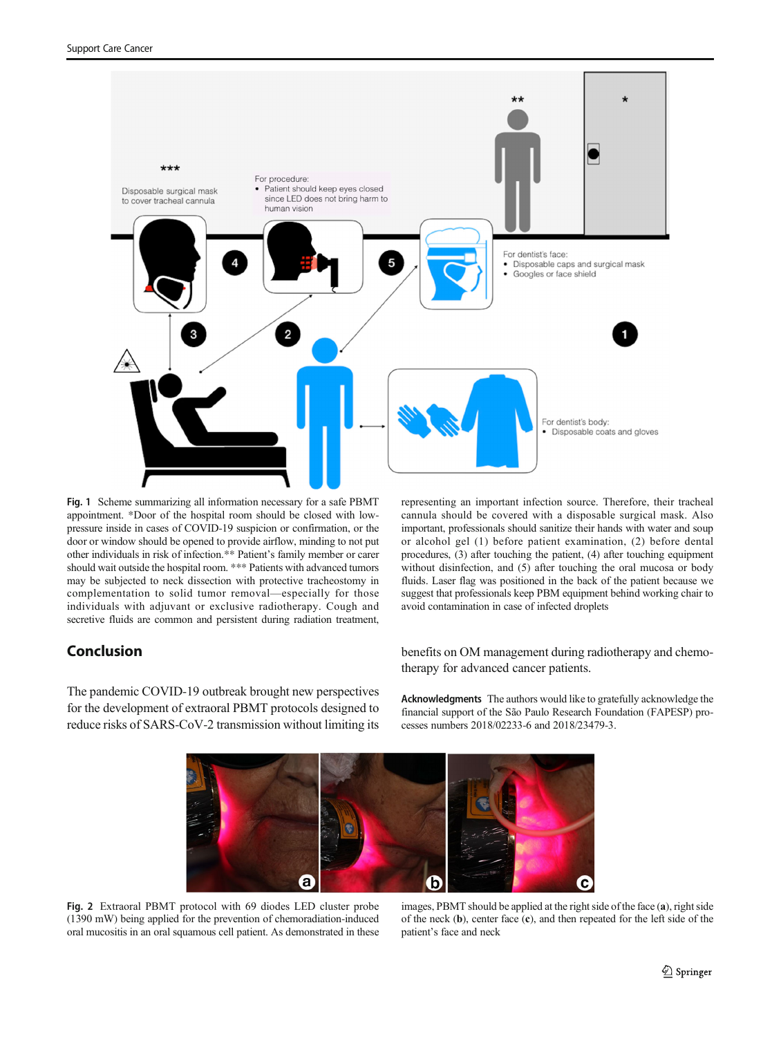Fig. 1 Scheme summarizing all information necessary for a safe PBMT appointment. *Door of the hospital room should be closed with low-pressure inside in cases of COVID-19 suspicion or confirmation, or the door or window should be opened to provide airflow, minding to not put other individuals in risk of infection.** Patient's family member or carer should wait outside the hospital room. *** Patients with advanced tumors may be subjected to neck dissection with protective tracheostomy in complementation to solid tumor removal—especially for those individuals with adjuvant or exclusive radiotherapy. Cough and secretive fluids are common and persistent during radiation treatment, representing an important infection source. Therefore, their tracheal cannula should be covered with a disposable surgical mask. Also important, professionals should sanitize their hands with water and soup or alcohol gel (1) before patient examination, (2) before dental procedures, (3) after touching the patient, (4) after touching equipment without disinfection, and (5) after touching the oral mucosa or body fluids. Laser flag was positioned in the back of the patient because we suggest that professionals keep PBM equipment behind working chair to avoid contamination in case of infected droplets

## Conclusion

The pandemic COVID-19 outbreak brought new perspectives for the development of extraoral PBMT protocols designed to reduce risks of SARS-CoV-2 transmission without limiting its benefits on OM management during radiotherapy and chemotherapy for advanced cancer patients.

**Acknowledgments** The authors would like to gratefully acknowledge the financial support of the São Paulo Research Foundation (FAPESP) processes numbers 2018/02233-6 and 2018/23479-3.

Fig. 2 Extraoral PBMT protocol with 69 diodes LED cluster probe (1390 mW) being applied for the prevention of chemoradiation-induced oral mucositis in an oral squamous cell patient. As demonstrated in these images, PBMT should be applied at the right side of the face (**a**), right side of the neck (**b**), center face (**c**), and then repeated for the left side of the patient's face and neck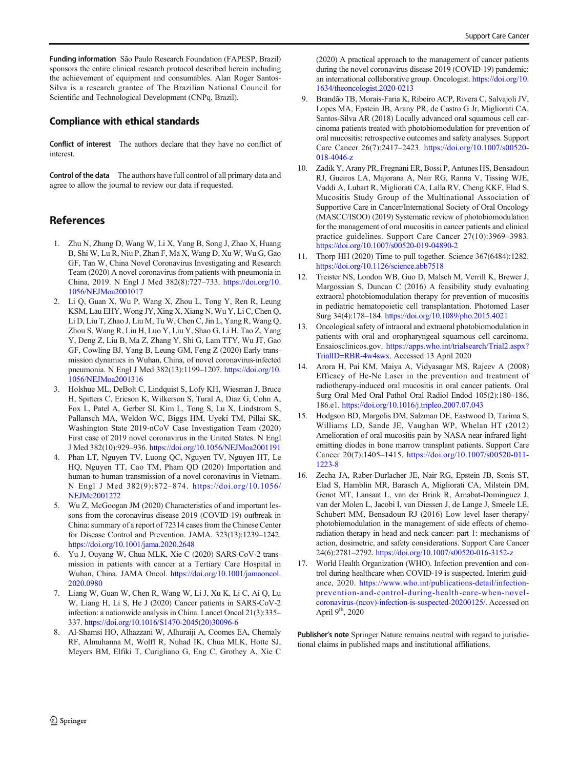**Funding information** São Paulo Research Foundation (FAPESP, Brazil) sponsors the entire clinical research protocol described herein including the achievement of equipment and consumables. Alan Roger Santos-Silva is a research grantee of The Brazilian National Council for Scientific and Technological Development (CNPq, Brazil).

## Compliance with ethical standards

**Conflict of interest** The authors declare that they have no conflict of interest.

**Control of the data** The authors have full control of all primary data and agree to allow the journal to review our data if requested.

## References

1. Zhu N, Zhang D, Wang W, Li X, Yang B, Song J, Zhao X, Huang B, Shi W, Lu R, Niu P, Zhan F, Ma X, Wang D, Xu W, Wu G, Gao GF, Tan W, China Novel Coronavirus Investigating and Research Team (2020) A novel coronavirus from patients with pneumonia in China, 2019. N Engl J Med 382(8):727–733. https://doi.org/10.1056/NEJMoa2001017
2. Li Q, Guan X, Wu P, Wang X, Zhou L, Tong Y, Ren R, Leung KSM, Lau EHY, Wong JY, Xing X, Xiang N, Wu Y, Li C, Chen Q, Li D, Liu T, Zhao J, Liu M, Tu W, Chen C, Jin L, Yang R, Wang Q, Zhou S, Wang R, Liu H, Luo Y, Liu Y, Shao G, Li H, Tao Z, Yang Y, Deng Z, Liu B, Ma Z, Zhang Y, Shi G, Lam TTY, Wu JT, Gao GF, Cowling BJ, Yang B, Leung GM, Feng Z (2020) Early transmission dynamics in Wuhan, China, of novel coronavirus-infected pneumonia. N Engl J Med 382(13):1199–1207. https://doi.org/10.1056/NEJMoa2001316
3. Holshue ML, DeBolt C, Lindquist S, Lofy KH, Wiesman J, Bruce H, Spitters C, Ericson K, Wilkerson S, Tural A, Diaz G, Cohn A, Fox L, Patel A, Gerber SI, Kim L, Tong S, Lu X, Lindstrom S, Pallansch MA, Weldon WC, Biggs HM, Uyeki TM, Pillai SK, Washington State 2019-nCoV Case Investigation Team (2020) First case of 2019 novel coronavirus in the United States. N Engl J Med 382(10):929–936. https://doi.org/10.1056/NEJMoa2001191
4. Phan LT, Nguyen TV, Luong QC, Nguyen TV, Nguyen HT, Le HQ, Nguyen TT, Cao TM, Pham QD (2020) Importation and human-to-human transmission of a novel coronavirus in Vietnam. N Engl J Med 382(9):872–874. https://doi.org/10.1056/NEJMc2001272
5. Wu Z, McGoogan JM (2020) Characteristics of and important lessons from the coronavirus disease 2019 (COVID-19) outbreak in China: summary of a report of 72314 cases from the Chinese Center for Disease Control and Prevention. JAMA. 323(13):1239–1242. https://doi.org/10.1001/jama.2020.2648
6. Yu J, Ouyang W, Chua MLK, Xie C (2020) SARS-CoV-2 transmission in patients with cancer at a Tertiary Care Hospital in Wuhan, China. JAMA Oncol. https://doi.org/10.1001/jamaoncol.2020.0980
7. Liang W, Guan W, Chen R, Wang W, Li J, Xu K, Li C, Ai Q, Lu W, Liang H, Li S, He J (2020) Cancer patients in SARS-CoV-2 infection: a nationwide analysis in China. Lancet Oncol 21(3):335–337. https://doi.org/10.1016/S1470-2045(20)30096-6
8. Al-Shamsi HO, Alhazzani W, Alhuraiji A, Coomes EA, Chemaly RF, Almuhanna M, Wolff R, Nuhad IK, Chua MLK, Hotte SJ, Meyers BM, Elfiki T, Curigliano G, Eng C, Grothey A, Xie C (2020) A practical approach to the management of cancer patients during the novel coronavirus disease 2019 (COVID-19) pandemic: an international collaborative group. Oncologist. https://doi.org/10.1634/theoncologist.2020-0213
9. Brandão TB, Morais-Faria K, Ribeiro ACP, Rivera C, Salvajoli JV, Lopes MA, Epstein JB, Arany PR, de Castro G Jr, Migliorati CA, Santos-Silva AR (2018) Locally advanced oral squamous cell carcinoma patients treated with photobiomodulation for prevention of oral mucositis: retrospective outcomes and safety analyses. Support Care Cancer 26(7):2417–2423. https://doi.org/10.1007/s00520-018-4046-z
10. Zadik Y, Arany PR, Fregnani ER, Bossi P, Antunes HS, Bensadoun RJ, Gueiros LA, Majorana A, Nair RG, Ranna V, Tissing WJE, Vaddi A, Lubart R, Migliorati CA, Lalla RV, Cheng KKF, Elad S, Mucositis Study Group of the Multinational Association of Supportive Care in Cancer/International Society of Oral Oncology (MASCC/ISOO) (2019) Systematic review of photobiomodulation for the management of oral mucositis in cancer patients and clinical practice guidelines. Support Care Cancer 27(10):3969–3983. https://doi.org/10.1007/s00520-019-04890-2
11. Thorp HH (2020) Time to pull together. Science 367(6484):1282. https://doi.org/10.1126/science.abb7518
12. Treister NS, London WB, Guo D, Malsch M, Verrill K, Brewer J, Margossian S, Duncan C (2016) A feasibility study evaluating extraoral photobiomodulation therapy for prevention of mucositis in pediatric hematopoietic cell transplantation. Photomed Laser Surg 34(4):178–184. https://doi.org/10.1089/pho.2015.4021
13. Oncological safety of intraoral and extraoral photobiomodulation in patients with oral and oropharyngeal squamous cell carcinoma. Ensaiosclinicos.gov. https://apps.who.int/trialsearch/Trial2.aspx?TrialID=RBR-4w4swx. Accessed 13 April 2020
14. Arora H, Pai KM, Maiya A, Vidyasagar MS, Rajeev A (2008) Efficacy of He-Ne Laser in the prevention and treatment of radiotherapy-induced oral mucositis in oral cancer patients. Oral Surg Oral Med Oral Pathol Oral Radiol Endod 105(2):180–186, 186.e1. https://doi.org/10.1016/j.tripleo.2007.07.043
15. Hodgson BD, Margolis DM, Salzman DE, Eastwood D, Tarima S, Williams LD, Sande JE, Vaughan WP, Whelan HT (2012) Amelioration of oral mucositis pain by NASA near-infrared light-emitting diodes in bone marrow transplant patients. Support Care Cancer 20(7):1405–1415. https://doi.org/10.1007/s00520-011-1223-8
16. Zecha JA, Raber-Durlacher JE, Nair RG, Epstein JB, Sonis ST, Elad S, Hamblin MR, Barasch A, Migliorati CA, Milstein DM, Genot MT, Lansaat L, van der Brink R, Arnabat-Dominguez J, van der Molen L, Jacobi I, van Diessen J, de Lange J, Smeele LE, Schubert MM, Bensadoun RJ (2016) Low level laser therapy/photobiomodulation in the management of side effects of chemoradiation therapy in head and neck cancer: part 1: mechanisms of action, dosimetric, and safety considerations. Support Care Cancer 24(6):2781–2792. https://doi.org/10.1007/s00520-016-3152-z
17. World Health Organization (WHO). Infection prevention and control during healthcare when COVID-19 is suspected. Interim guidance, 2020. https://www.who.int/publications-detail/infection-prevention-and-control-during-health-care-when-novel-coronavirus-(ncov)-infection-is-suspected-20200125/. Accessed on April 9th, 2020

**Publisher's note** Springer Nature remains neutral with regard to jurisdictional claims in published maps and institutional affiliations.